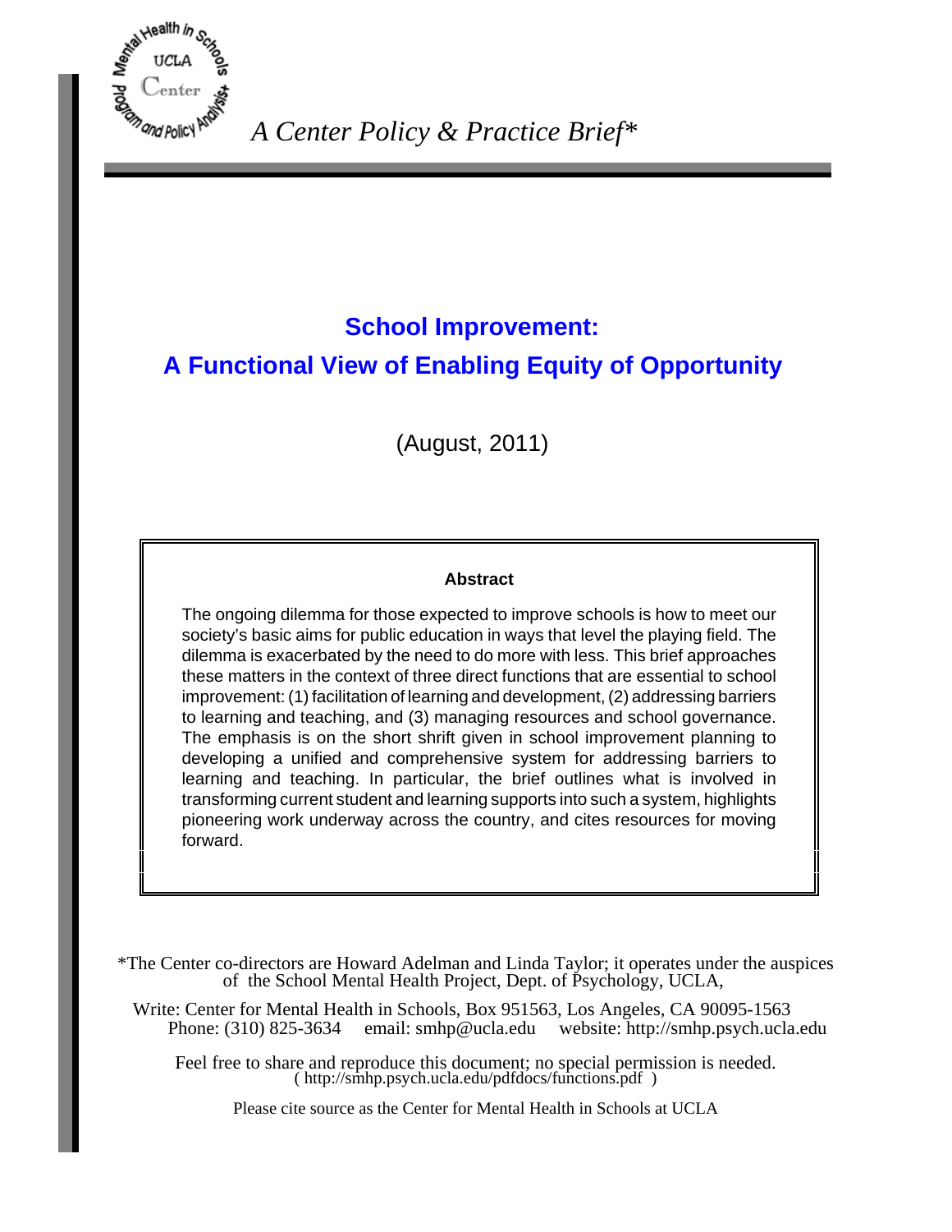*A Center Policy & Practice Brief**

# School Improvement: A Functional View of Enabling Equity of Opportunity

(August, 2011)

**Abstract**

The ongoing dilemma for those expected to improve schools is how to meet our society's basic aims for public education in ways that level the playing field. The dilemma is exacerbated by the need to do more with less. This brief approaches these matters in the context of three direct functions that are essential to school improvement: (1) facilitation of learning and development, (2) addressing barriers to learning and teaching, and (3) managing resources and school governance. The emphasis is on the short shrift given in school improvement planning to developing a unified and comprehensive system for addressing barriers to learning and teaching. In particular, the brief outlines what is involved in transforming current student and learning supports into such a system, highlights pioneering work underway across the country, and cites resources for moving forward.

*The Center co-directors are Howard Adelman and Linda Taylor; it operates under the auspices of the School Mental Health Project, Dept. of Psychology, UCLA,

Write: Center for Mental Health in Schools, Box 951563, Los Angeles, CA 90095-1563
Phone: (310) 825-3634 email: smhp@ucla.edu website: http://smhp.psych.ucla.edu

Feel free to share and reproduce this document; no special permission is needed.
( http://smhp.psych.ucla.edu/pdfdocs/functions.pdf )

Please cite source as the Center for Mental Health in Schools at UCLA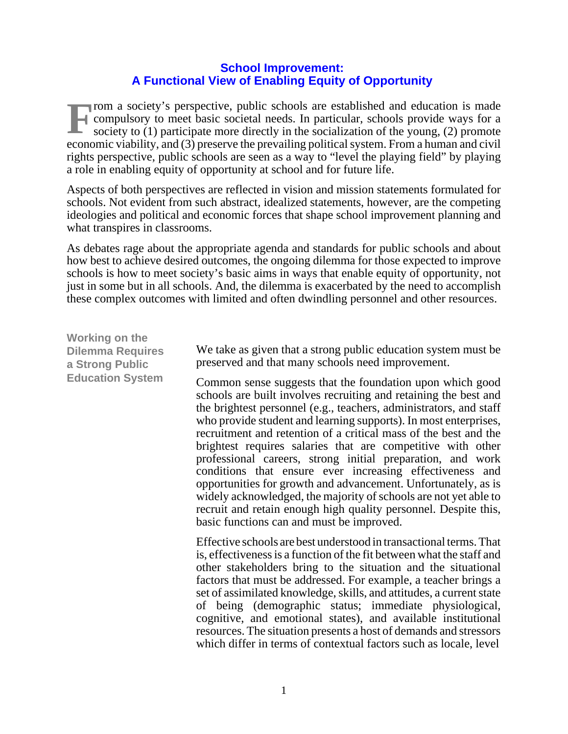## School Improvement: A Functional View of Enabling Equity of Opportunity

From a society's perspective, public schools are established and education is made compulsory to meet basic societal needs. In particular, schools provide ways for a society to (1) participate more directly in the socialization of the young, (2) promote economic viability, and (3) preserve the prevailing political system. From a human and civil rights perspective, public schools are seen as a way to "level the playing field" by playing a role in enabling equity of opportunity at school and for future life.

Aspects of both perspectives are reflected in vision and mission statements formulated for schools. Not evident from such abstract, idealized statements, however, are the competing ideologies and political and economic forces that shape school improvement planning and what transpires in classrooms.

As debates rage about the appropriate agenda and standards for public schools and about how best to achieve desired outcomes, the ongoing dilemma for those expected to improve schools is how to meet society's basic aims in ways that enable equity of opportunity, not just in some but in all schools. And, the dilemma is exacerbated by the need to accomplish these complex outcomes with limited and often dwindling personnel and other resources.

### Working on the Dilemma Requires a Strong Public Education System

We take as given that a strong public education system must be preserved and that many schools need improvement.

Common sense suggests that the foundation upon which good schools are built involves recruiting and retaining the best and the brightest personnel (e.g., teachers, administrators, and staff who provide student and learning supports). In most enterprises, recruitment and retention of a critical mass of the best and the brightest requires salaries that are competitive with other professional careers, strong initial preparation, and work conditions that ensure ever increasing effectiveness and opportunities for growth and advancement. Unfortunately, as is widely acknowledged, the majority of schools are not yet able to recruit and retain enough high quality personnel. Despite this, basic functions can and must be improved.

Effective schools are best understood in transactional terms. That is, effectiveness is a function of the fit between what the staff and other stakeholders bring to the situation and the situational factors that must be addressed. For example, a teacher brings a set of assimilated knowledge, skills, and attitudes, a current state of being (demographic status; immediate physiological, cognitive, and emotional states), and available institutional resources. The situation presents a host of demands and stressors which differ in terms of contextual factors such as locale, level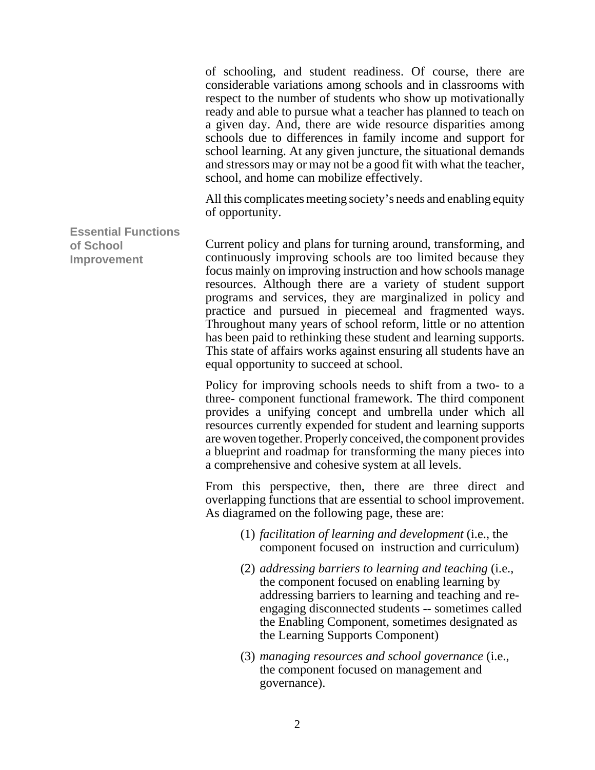of schooling, and student readiness. Of course, there are considerable variations among schools and in classrooms with respect to the number of students who show up motivationally ready and able to pursue what a teacher has planned to teach on a given day. And, there are wide resource disparities among schools due to differences in family income and support for school learning. At any given juncture, the situational demands and stressors may or may not be a good fit with what the teacher, school, and home can mobilize effectively.

All this complicates meeting society's needs and enabling equity of opportunity.

## Essential Functions of School Improvement

Current policy and plans for turning around, transforming, and continuously improving schools are too limited because they focus mainly on improving instruction and how schools manage resources. Although there are a variety of student support programs and services, they are marginalized in policy and practice and pursued in piecemeal and fragmented ways. Throughout many years of school reform, little or no attention has been paid to rethinking these student and learning supports. This state of affairs works against ensuring all students have an equal opportunity to succeed at school.

Policy for improving schools needs to shift from a two- to a three- component functional framework. The third component provides a unifying concept and umbrella under which all resources currently expended for student and learning supports are woven together. Properly conceived, the component provides a blueprint and roadmap for transforming the many pieces into a comprehensive and cohesive system at all levels.

From this perspective, then, there are three direct and overlapping functions that are essential to school improvement. As diagramed on the following page, these are:

(1) *facilitation of learning and development* (i.e., the component focused on instruction and curriculum)

(2) *addressing barriers to learning and teaching* (i.e., the component focused on enabling learning by addressing barriers to learning and teaching and re-engaging disconnected students -- sometimes called the Enabling Component, sometimes designated as the Learning Supports Component)

(3) *managing resources and school governance* (i.e., the component focused on management and governance).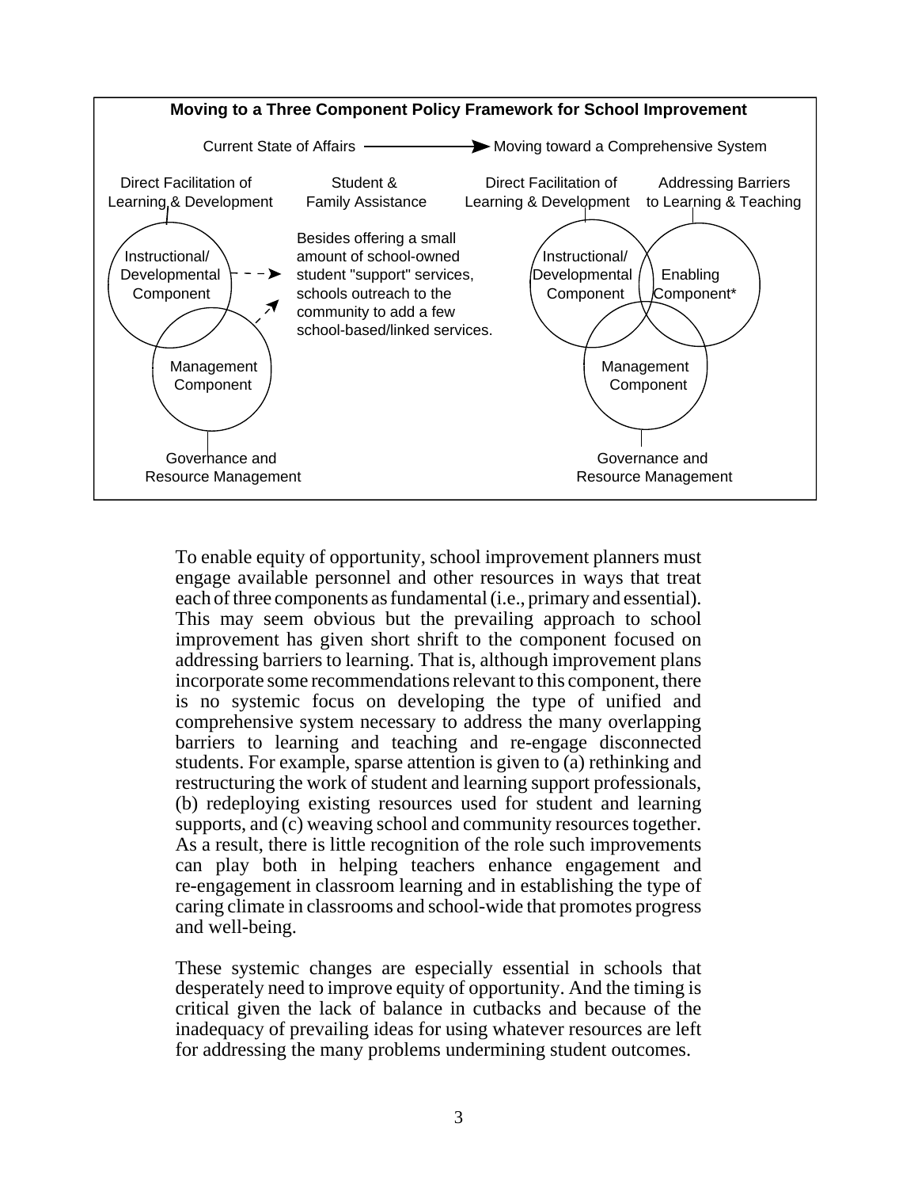**Moving to a Three Component Policy Framework for School Improvement**

Current State of Affairs ⟶ Moving toward a Comprehensive System

Direct Facilitation of Learning & Development | Student & Family Assistance | Direct Facilitation of Learning & Development | Addressing Barriers to Learning & Teaching

Instructional/ Developmental Component

Management Component

Governance and Resource Management

Besides offering a small amount of school-owned student "support" services, schools outreach to the community to add a few school-based/linked services.

Instructional/ Developmental Component

Enabling Component*

Management Component

Governance and Resource Management

To enable equity of opportunity, school improvement planners must engage available personnel and other resources in ways that treat each of three components as fundamental (i.e., primary and essential). This may seem obvious but the prevailing approach to school improvement has given short shrift to the component focused on addressing barriers to learning. That is, although improvement plans incorporate some recommendations relevant to this component, there is no systemic focus on developing the type of unified and comprehensive system necessary to address the many overlapping barriers to learning and teaching and re-engage disconnected students. For example, sparse attention is given to (a) rethinking and restructuring the work of student and learning support professionals, (b) redeploying existing resources used for student and learning supports, and (c) weaving school and community resources together. As a result, there is little recognition of the role such improvements can play both in helping teachers enhance engagement and re-engagement in classroom learning and in establishing the type of caring climate in classrooms and school-wide that promotes progress and well-being.

These systemic changes are especially essential in schools that desperately need to improve equity of opportunity. And the timing is critical given the lack of balance in cutbacks and because of the inadequacy of prevailing ideas for using whatever resources are left for addressing the many problems undermining student outcomes.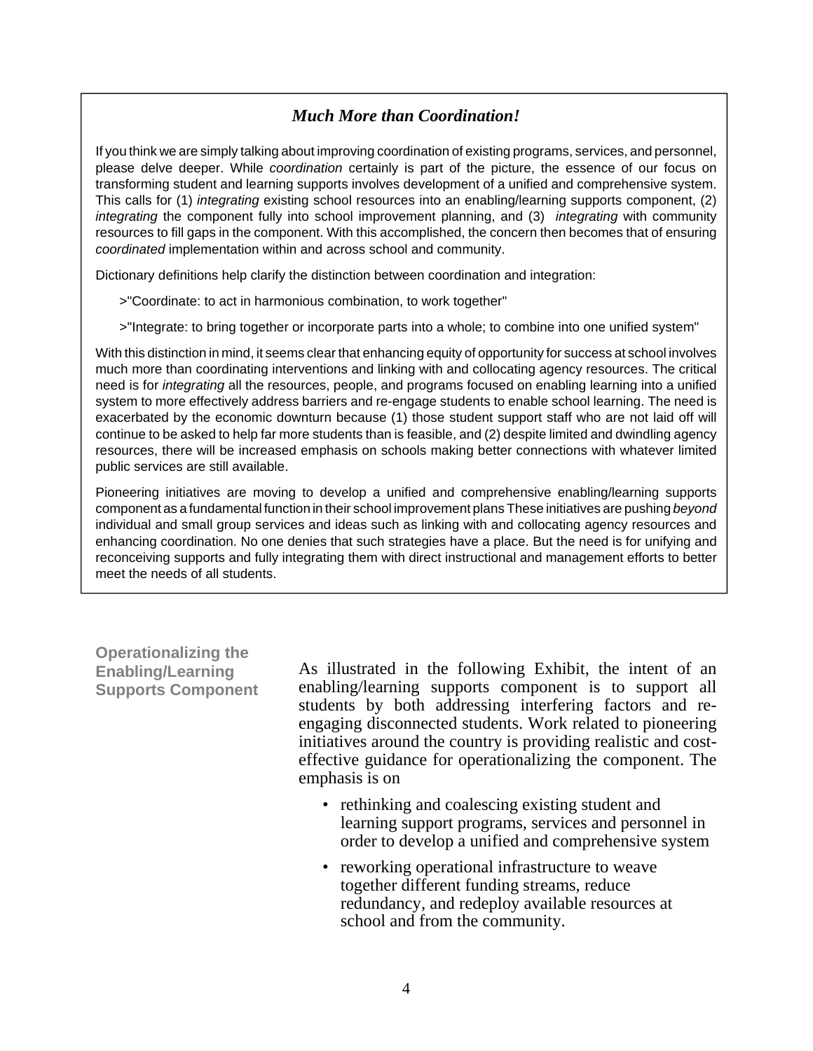### *Much More than Coordination!*

If you think we are simply talking about improving coordination of existing programs, services, and personnel, please delve deeper. While *coordination* certainly is part of the picture, the essence of our focus on transforming student and learning supports involves development of a unified and comprehensive system. This calls for (1) *integrating* existing school resources into an enabling/learning supports component, (2) *integrating* the component fully into school improvement planning, and (3) *integrating* with community resources to fill gaps in the component. With this accomplished, the concern then becomes that of ensuring *coordinated* implementation within and across school and community.

Dictionary definitions help clarify the distinction between coordination and integration:

>"Coordinate: to act in harmonious combination, to work together"

>"Integrate: to bring together or incorporate parts into a whole; to combine into one unified system"

With this distinction in mind, it seems clear that enhancing equity of opportunity for success at school involves much more than coordinating interventions and linking with and collocating agency resources. The critical need is for *integrating* all the resources, people, and programs focused on enabling learning into a unified system to more effectively address barriers and re-engage students to enable school learning. The need is exacerbated by the economic downturn because (1) those student support staff who are not laid off will continue to be asked to help far more students than is feasible, and (2) despite limited and dwindling agency resources, there will be increased emphasis on schools making better connections with whatever limited public services are still available.

Pioneering initiatives are moving to develop a unified and comprehensive enabling/learning supports component as a fundamental function in their school improvement plans These initiatives are pushing *beyond* individual and small group services and ideas such as linking with and collocating agency resources and enhancing coordination. No one denies that such strategies have a place. But the need is for unifying and reconceiving supports and fully integrating them with direct instructional and management efforts to better meet the needs of all students.

**Operationalizing the Enabling/Learning Supports Component**

As illustrated in the following Exhibit, the intent of an enabling/learning supports component is to support all students by both addressing interfering factors and re-engaging disconnected students. Work related to pioneering initiatives around the country is providing realistic and cost-effective guidance for operationalizing the component. The emphasis is on

- rethinking and coalescing existing student and learning support programs, services and personnel in order to develop a unified and comprehensive system
- reworking operational infrastructure to weave together different funding streams, reduce redundancy, and redeploy available resources at school and from the community.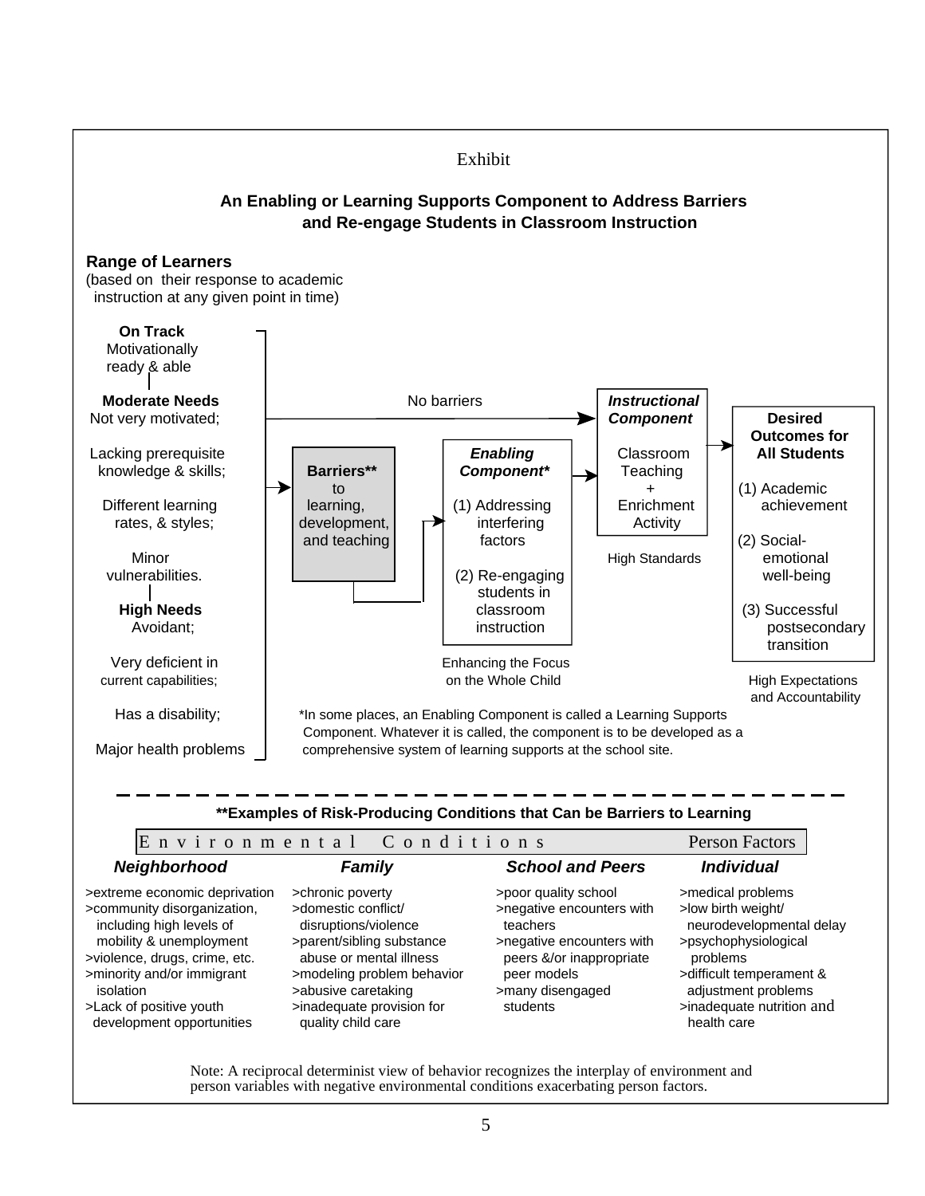Exhibit

## An Enabling or Learning Supports Component to Address Barriers and Re-engage Students in Classroom Instruction

**Range of Learners**
(based on their response to academic instruction at any given point in time)

**On Track**
Motivationally ready & able

**Moderate Needs**
Not very motivated;

Lacking prerequisite knowledge & skills;

Different learning rates, & styles;

Minor vulnerabilities.

**High Needs**
Avoidant;

Very deficient in current capabilities;

Has a disability;

Major health problems

No barriers → ***Instructional Component***
Classroom Teaching + Enrichment Activity
High Standards

**Barriers**** to learning, development, and teaching → ***Enabling Component****
(1) Addressing interfering factors
(2) Re-engaging students in classroom instruction
Enhancing the Focus on the Whole Child

**Desired Outcomes for All Students**
(1) Academic achievement
(2) Social-emotional well-being
(3) Successful postsecondary transition
High Expectations and Accountability

*In some places, an Enabling Component is called a Learning Supports Component. Whatever it is called, the component is to be developed as a comprehensive system of learning supports at the school site.

---

**\*\*Examples of Risk-Producing Conditions that Can be Barriers to Learning**

| Environmental Conditions | | | Person Factors |
|---|---|---|---|
| ***Neighborhood*** | ***Family*** | ***School and Peers*** | ***Individual*** |
| >extreme economic deprivation<br>>community disorganization, including high levels of mobility & unemployment<br>>violence, drugs, crime, etc.<br>>minority and/or immigrant isolation<br>>Lack of positive youth development opportunities | >chronic poverty<br>>domestic conflict/ disruptions/violence<br>>parent/sibling substance abuse or mental illness<br>>modeling problem behavior<br>>abusive caretaking<br>>inadequate provision for quality child care | >poor quality school<br>>negative encounters with teachers<br>>negative encounters with peers &/or inappropriate peer models<br>>many disengaged students | >medical problems<br>>low birth weight/ neurodevelopmental delay<br>>psychophysiological problems<br>>difficult temperament & adjustment problems<br>>inadequate nutrition and health care |

Note: A reciprocal determinist view of behavior recognizes the interplay of environment and person variables with negative environmental conditions exacerbating person factors.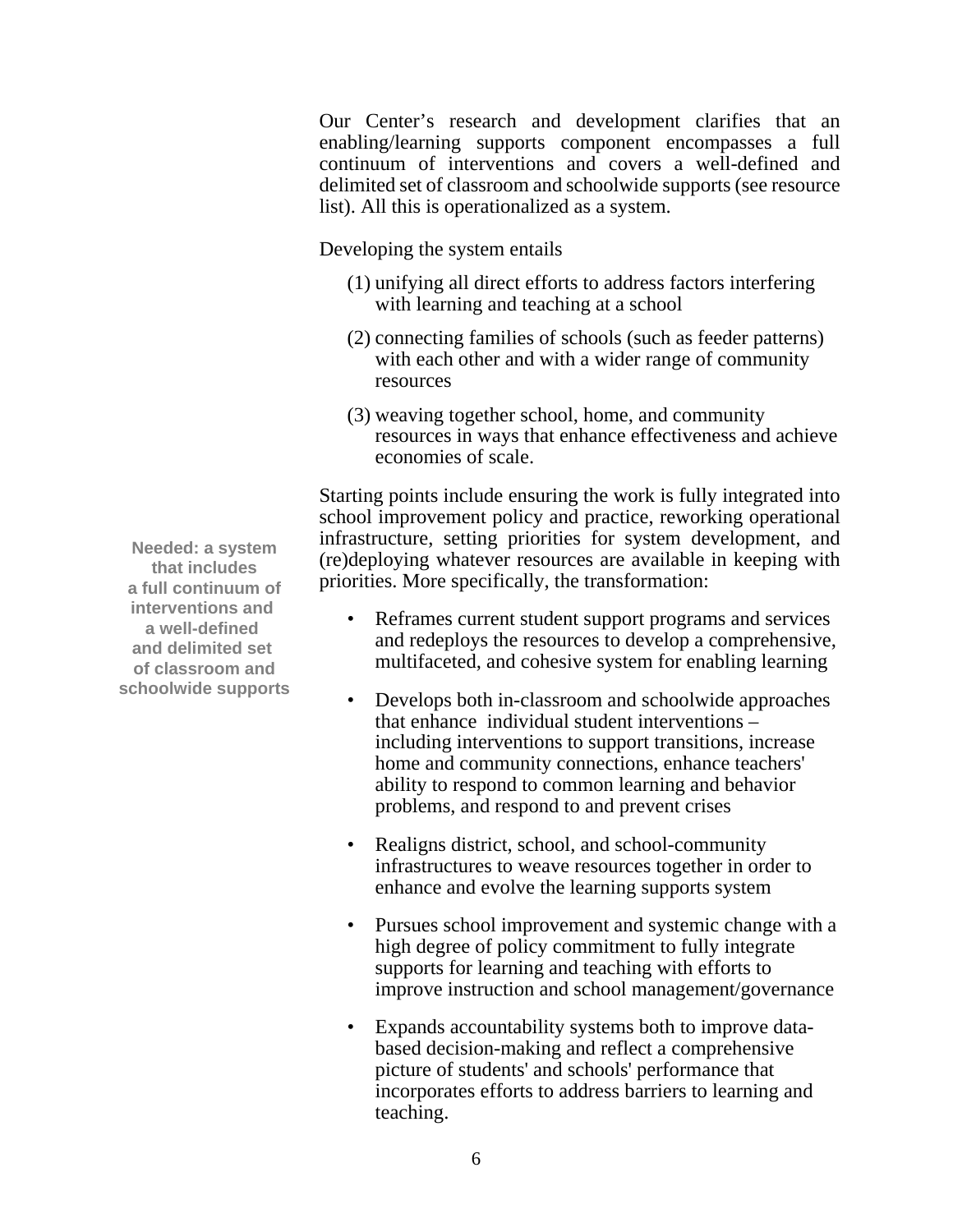Our Center's research and development clarifies that an enabling/learning supports component encompasses a full continuum of interventions and covers a well-defined and delimited set of classroom and schoolwide supports (see resource list). All this is operationalized as a system.

Developing the system entails

(1) unifying all direct efforts to address factors interfering with learning and teaching at a school

(2) connecting families of schools (such as feeder patterns) with each other and with a wider range of community resources

(3) weaving together school, home, and community resources in ways that enhance effectiveness and achieve economies of scale.

**Needed: a system that includes a full continuum of interventions and a well-defined and delimited set of classroom and schoolwide supports**

Starting points include ensuring the work is fully integrated into school improvement policy and practice, reworking operational infrastructure, setting priorities for system development, and (re)deploying whatever resources are available in keeping with priorities. More specifically, the transformation:

- Reframes current student support programs and services and redeploys the resources to develop a comprehensive, multifaceted, and cohesive system for enabling learning

- Develops both in-classroom and schoolwide approaches that enhance individual student interventions – including interventions to support transitions, increase home and community connections, enhance teachers' ability to respond to common learning and behavior problems, and respond to and prevent crises

- Realigns district, school, and school-community infrastructures to weave resources together in order to enhance and evolve the learning supports system

- Pursues school improvement and systemic change with a high degree of policy commitment to fully integrate supports for learning and teaching with efforts to improve instruction and school management/governance

- Expands accountability systems both to improve data-based decision-making and reflect a comprehensive picture of students' and schools' performance that incorporates efforts to address barriers to learning and teaching.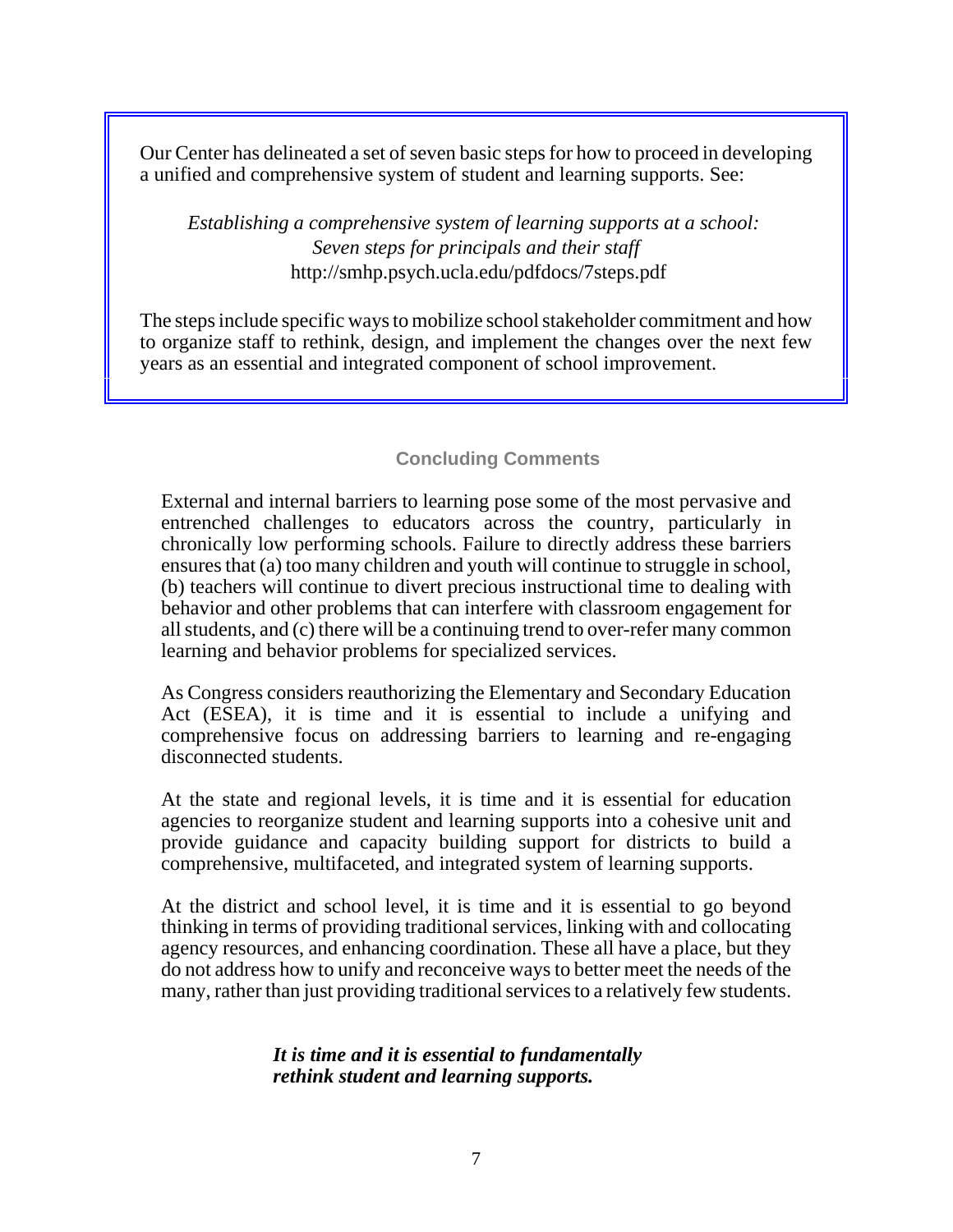Our Center has delineated a set of seven basic steps for how to proceed in developing a unified and comprehensive system of student and learning supports. See:

*Establishing a comprehensive system of learning supports at a school: Seven steps for principals and their staff*
http://smhp.psych.ucla.edu/pdfdocs/7steps.pdf

The steps include specific ways to mobilize school stakeholder commitment and how to organize staff to rethink, design, and implement the changes over the next few years as an essential and integrated component of school improvement.

## Concluding Comments

External and internal barriers to learning pose some of the most pervasive and entrenched challenges to educators across the country, particularly in chronically low performing schools. Failure to directly address these barriers ensures that (a) too many children and youth will continue to struggle in school, (b) teachers will continue to divert precious instructional time to dealing with behavior and other problems that can interfere with classroom engagement for all students, and (c) there will be a continuing trend to over-refer many common learning and behavior problems for specialized services.

As Congress considers reauthorizing the Elementary and Secondary Education Act (ESEA), it is time and it is essential to include a unifying and comprehensive focus on addressing barriers to learning and re-engaging disconnected students.

At the state and regional levels, it is time and it is essential for education agencies to reorganize student and learning supports into a cohesive unit and provide guidance and capacity building support for districts to build a comprehensive, multifaceted, and integrated system of learning supports.

At the district and school level, it is time and it is essential to go beyond thinking in terms of providing traditional services, linking with and collocating agency resources, and enhancing coordination. These all have a place, but they do not address how to unify and reconceive ways to better meet the needs of the many, rather than just providing traditional services to a relatively few students.

***It is time and it is essential to fundamentally rethink student and learning supports.***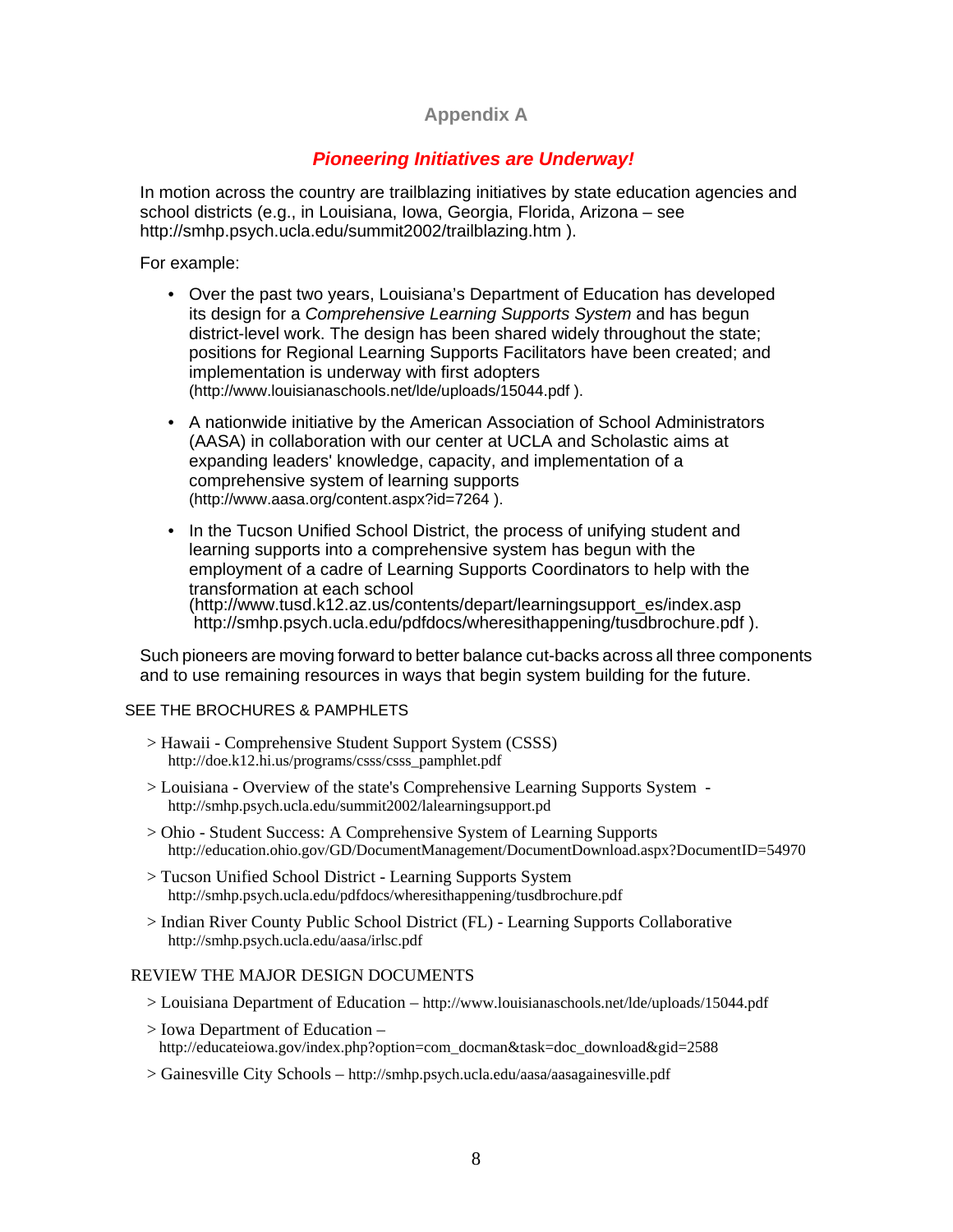# Appendix A

## *Pioneering Initiatives are Underway!*

In motion across the country are trailblazing initiatives by state education agencies and school districts (e.g., in Louisiana, Iowa, Georgia, Florida, Arizona – see http://smhp.psych.ucla.edu/summit2002/trailblazing.htm ).

For example:

- Over the past two years, Louisiana's Department of Education has developed its design for a *Comprehensive Learning Supports System* and has begun district-level work. The design has been shared widely throughout the state; positions for Regional Learning Supports Facilitators have been created; and implementation is underway with first adopters (http://www.louisianaschools.net/lde/uploads/15044.pdf ).

- A nationwide initiative by the American Association of School Administrators (AASA) in collaboration with our center at UCLA and Scholastic aims at expanding leaders' knowledge, capacity, and implementation of a comprehensive system of learning supports (http://www.aasa.org/content.aspx?id=7264 ).

- In the Tucson Unified School District, the process of unifying student and learning supports into a comprehensive system has begun with the employment of a cadre of Learning Supports Coordinators to help with the transformation at each school (http://www.tusd.k12.az.us/contents/depart/learningsupport_es/index.asp http://smhp.psych.ucla.edu/pdfdocs/wheresithappening/tusdbrochure.pdf ).

Such pioneers are moving forward to better balance cut-backs across all three components and to use remaining resources in ways that begin system building for the future.

SEE THE BROCHURES & PAMPHLETS

> Hawaii - Comprehensive Student Support System (CSSS)
http://doe.k12.hi.us/programs/csss/csss_pamphlet.pdf

> Louisiana - Overview of the state's Comprehensive Learning Supports System -
http://smhp.psych.ucla.edu/summit2002/lalearningsupport.pd

> Ohio - Student Success: A Comprehensive System of Learning Supports
http://education.ohio.gov/GD/DocumentManagement/DocumentDownload.aspx?DocumentID=54970

> Tucson Unified School District - Learning Supports System
http://smhp.psych.ucla.edu/pdfdocs/wheresithappening/tusdbrochure.pdf

> Indian River County Public School District (FL) - Learning Supports Collaborative
http://smhp.psych.ucla.edu/aasa/irlsc.pdf

REVIEW THE MAJOR DESIGN DOCUMENTS

> Louisiana Department of Education – http://www.louisianaschools.net/lde/uploads/15044.pdf

> Iowa Department of Education –
http://educateiowa.gov/index.php?option=com_docman&task=doc_download&gid=2588

> Gainesville City Schools – http://smhp.psych.ucla.edu/aasa/aasagainesville.pdf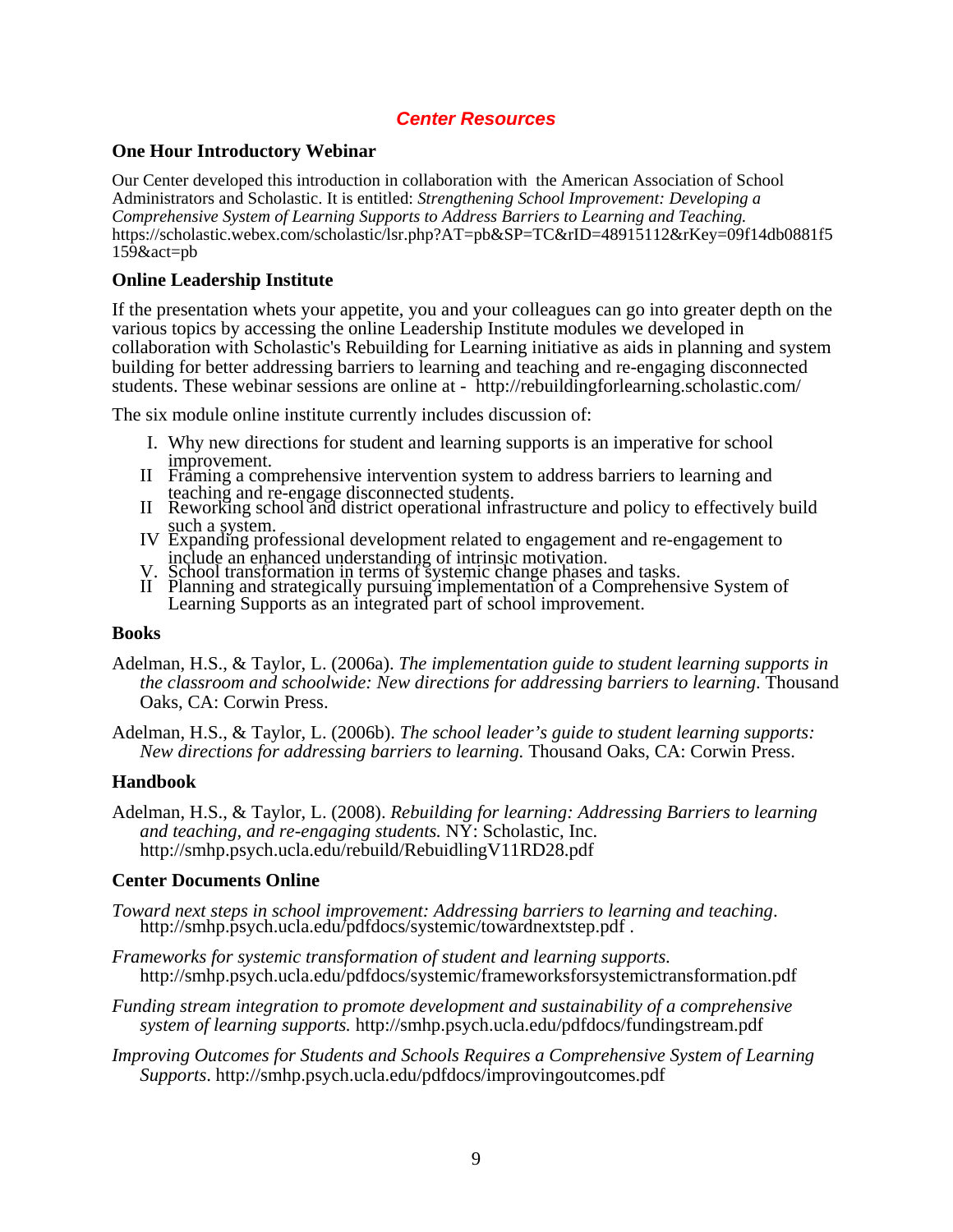## *Center Resources*

**One Hour Introductory Webinar**

Our Center developed this introduction in collaboration with the American Association of School Administrators and Scholastic. It is entitled: *Strengthening School Improvement: Developing a Comprehensive System of Learning Supports to Address Barriers to Learning and Teaching.* https://scholastic.webex.com/scholastic/lsr.php?AT=pb&SP=TC&rID=48915112&rKey=09f14db0881f5159&act=pb

**Online Leadership Institute**

If the presentation whets your appetite, you and your colleagues can go into greater depth on the various topics by accessing the online Leadership Institute modules we developed in collaboration with Scholastic's Rebuilding for Learning initiative as aids in planning and system building for better addressing barriers to learning and teaching and re-engaging disconnected students. These webinar sessions are online at - http://rebuildingforlearning.scholastic.com/

The six module online institute currently includes discussion of:

I. Why new directions for student and learning supports is an imperative for school improvement.
II Framing a comprehensive intervention system to address barriers to learning and teaching and re-engage disconnected students.
II Reworking school and district operational infrastructure and policy to effectively build such a system.
IV Expanding professional development related to engagement and re-engagement to include an enhanced understanding of intrinsic motivation.
V. School transformation in terms of systemic change phases and tasks.
II Planning and strategically pursuing implementation of a Comprehensive System of Learning Supports as an integrated part of school improvement.

**Books**

Adelman, H.S., & Taylor, L. (2006a). *The implementation guide to student learning supports in the classroom and schoolwide: New directions for addressing barriers to learning*. Thousand Oaks, CA: Corwin Press.

Adelman, H.S., & Taylor, L. (2006b). *The school leader's guide to student learning supports: New directions for addressing barriers to learning.* Thousand Oaks, CA: Corwin Press.

**Handbook**

Adelman, H.S., & Taylor, L. (2008). *Rebuilding for learning: Addressing Barriers to learning and teaching, and re-engaging students.* NY: Scholastic, Inc. http://smhp.psych.ucla.edu/rebuild/RebuidlingV11RD28.pdf

**Center Documents Online**

*Toward next steps in school improvement: Addressing barriers to learning and teaching*. http://smhp.psych.ucla.edu/pdfdocs/systemic/towardnextstep.pdf .

*Frameworks for systemic transformation of student and learning supports.* http://smhp.psych.ucla.edu/pdfdocs/systemic/frameworksforsystemictransformation.pdf

*Funding stream integration to promote development and sustainability of a comprehensive system of learning supports.* http://smhp.psych.ucla.edu/pdfdocs/fundingstream.pdf

*Improving Outcomes for Students and Schools Requires a Comprehensive System of Learning Supports*. http://smhp.psych.ucla.edu/pdfdocs/improvingoutcomes.pdf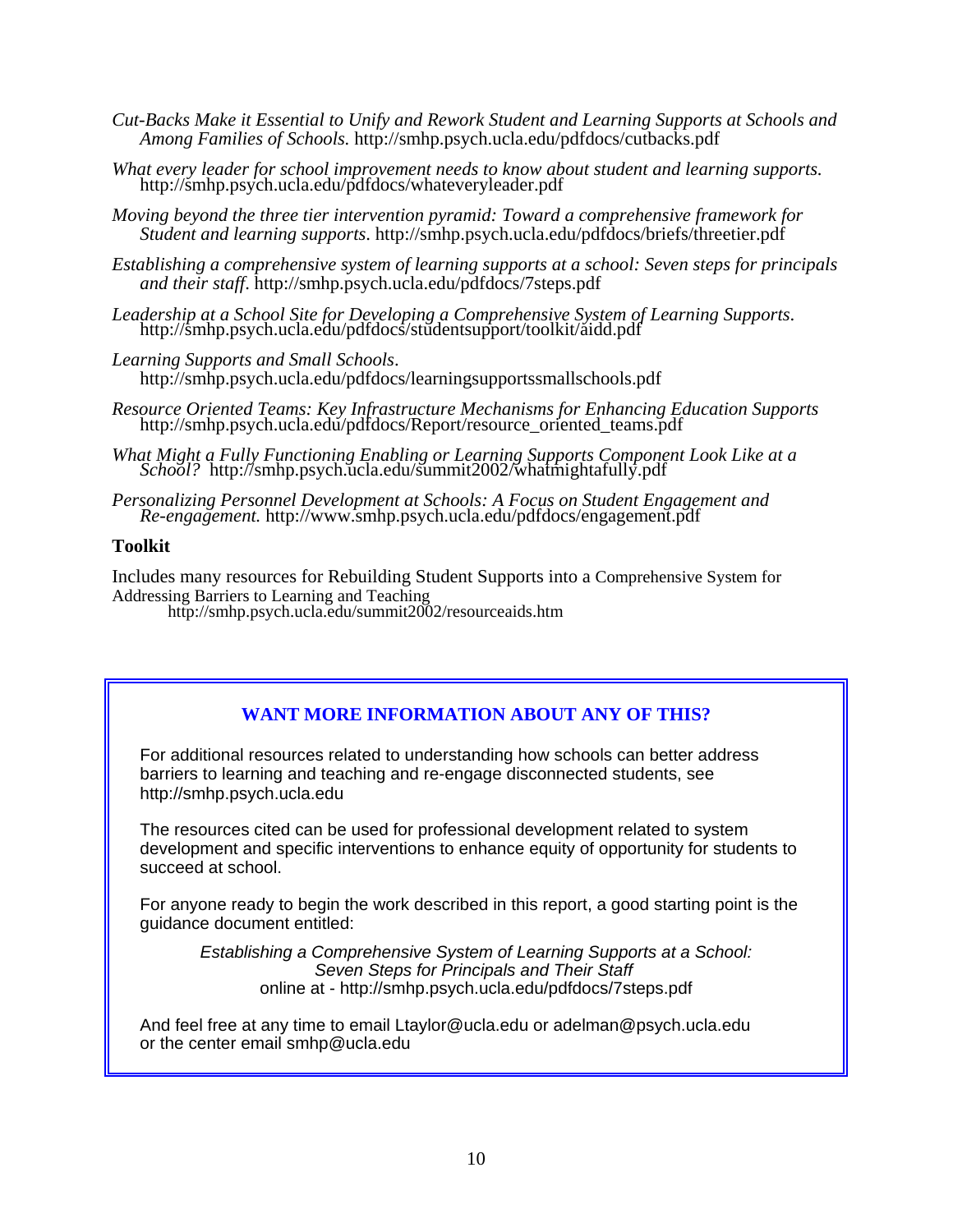*Cut-Backs Make it Essential to Unify and Rework Student and Learning Supports at Schools and Among Families of Schools.* http://smhp.psych.ucla.edu/pdfdocs/cutbacks.pdf

*What every leader for school improvement needs to know about student and learning supports.* http://smhp.psych.ucla.edu/pdfdocs/whateveryleader.pdf

*Moving beyond the three tier intervention pyramid: Toward a comprehensive framework for Student and learning supports.* http://smhp.psych.ucla.edu/pdfdocs/briefs/threetier.pdf

*Establishing a comprehensive system of learning supports at a school: Seven steps for principals and their staff.* http://smhp.psych.ucla.edu/pdfdocs/7steps.pdf

*Leadership at a School Site for Developing a Comprehensive System of Learning Supports.* http://smhp.psych.ucla.edu/pdfdocs/studentsupport/toolkit/aidd.pdf

*Learning Supports and Small Schools.* http://smhp.psych.ucla.edu/pdfdocs/learningsupportssmallschools.pdf

*Resource Oriented Teams: Key Infrastructure Mechanisms for Enhancing Education Supports* http://smhp.psych.ucla.edu/pdfdocs/Report/resource_oriented_teams.pdf

*What Might a Fully Functioning Enabling or Learning Supports Component Look Like at a School?* http://smhp.psych.ucla.edu/summit2002/whatmightafully.pdf

*Personalizing Personnel Development at Schools: A Focus on Student Engagement and Re-engagement.* http://www.smhp.psych.ucla.edu/pdfdocs/engagement.pdf

**Toolkit**

Includes many resources for Rebuilding Student Supports into a Comprehensive System for Addressing Barriers to Learning and Teaching
http://smhp.psych.ucla.edu/summit2002/resourceaids.htm

---

**WANT MORE INFORMATION ABOUT ANY OF THIS?**

For additional resources related to understanding how schools can better address barriers to learning and teaching and re-engage disconnected students, see http://smhp.psych.ucla.edu

The resources cited can be used for professional development related to system development and specific interventions to enhance equity of opportunity for students to succeed at school.

For anyone ready to begin the work described in this report, a good starting point is the guidance document entitled:

*Establishing a Comprehensive System of Learning Supports at a School: Seven Steps for Principals and Their Staff*
online at - http://smhp.psych.ucla.edu/pdfdocs/7steps.pdf

And feel free at any time to email Ltaylor@ucla.edu or adelman@psych.ucla.edu or the center email smhp@ucla.edu